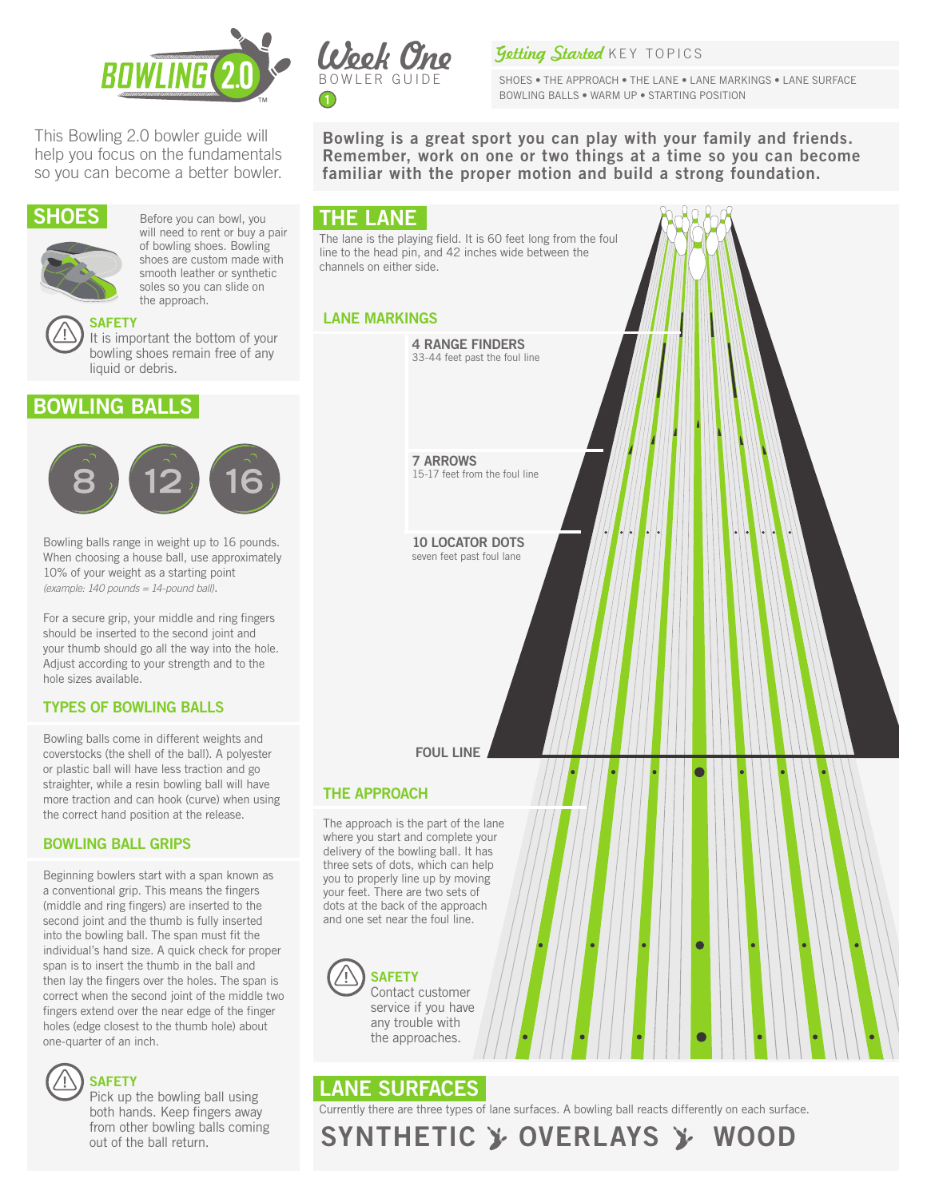# BOWLING 2.0

## Week One BOWLER GUIDE 1

**Getting Started** KEY TOPICS

SHOES • THE APPROACH • THE LANE • LANE MARKINGS • LANE SURFACE BOWLING BALLS • WARM UP • STARTING POSITION

This Bowling 2.0 bowler guide will help you focus on the fundamentals so you can become a better bowler.

**Bowling is a great sport you can play with your family and friends. Remember, work on one or two things at a time so you can become familiar with the proper motion and build a strong foundation.**

## SHOES

Before you can bowl, you will need to rent or buy a pair of bowling shoes. Bowling shoes are custom made with smooth leather or synthetic soles so you can slide on the approach.

**SAFETY**
It is important the bottom of your bowling shoes remain free of any liquid or debris.

## BOWLING BALLS

8 12 16

Bowling balls range in weight up to 16 pounds. When choosing a house ball, use approximately 10% of your weight as a starting point *(example: 140 pounds = 14-pound ball)*.

For a secure grip, your middle and ring fingers should be inserted to the second joint and your thumb should go all the way into the hole. Adjust according to your strength and to the hole sizes available.

### TYPES OF BOWLING BALLS

Bowling balls come in different weights and coverstocks (the shell of the ball). A polyester or plastic ball will have less traction and go straighter, while a resin bowling ball will have more traction and can hook (curve) when using the correct hand position at the release.

### BOWLING BALL GRIPS

Beginning bowlers start with a span known as a conventional grip. This means the fingers (middle and ring fingers) are inserted to the second joint and the thumb is fully inserted into the bowling ball. The span must fit the individual's hand size. A quick check for proper span is to insert the thumb in the ball and then lay the fingers over the holes. The span is correct when the second joint of the middle two fingers extend over the near edge of the finger holes (edge closest to the thumb hole) about one-quarter of an inch.

**SAFETY**
Pick up the bowling ball using both hands. Keep fingers away from other bowling balls coming out of the ball return.

## THE LANE

The lane is the playing field. It is 60 feet long from the foul line to the head pin, and 42 inches wide between the channels on either side.

### LANE MARKINGS

**4 RANGE FINDERS**
33-44 feet past the foul line

**7 ARROWS**
15-17 feet from the foul line

**10 LOCATOR DOTS**
seven feet past foul lane

**FOUL LINE**

### THE APPROACH

The approach is the part of the lane where you start and complete your delivery of the bowling ball. It has three sets of dots, which can help you to properly line up by moving your feet. There are two sets of dots at the back of the approach and one set near the foul line.

**SAFETY**
Contact customer service if you have any trouble with the approaches.

## LANE SURFACES

Currently there are three types of lane surfaces. A bowling ball reacts differently on each surface.

**SYNTHETIC • OVERLAYS • WOOD**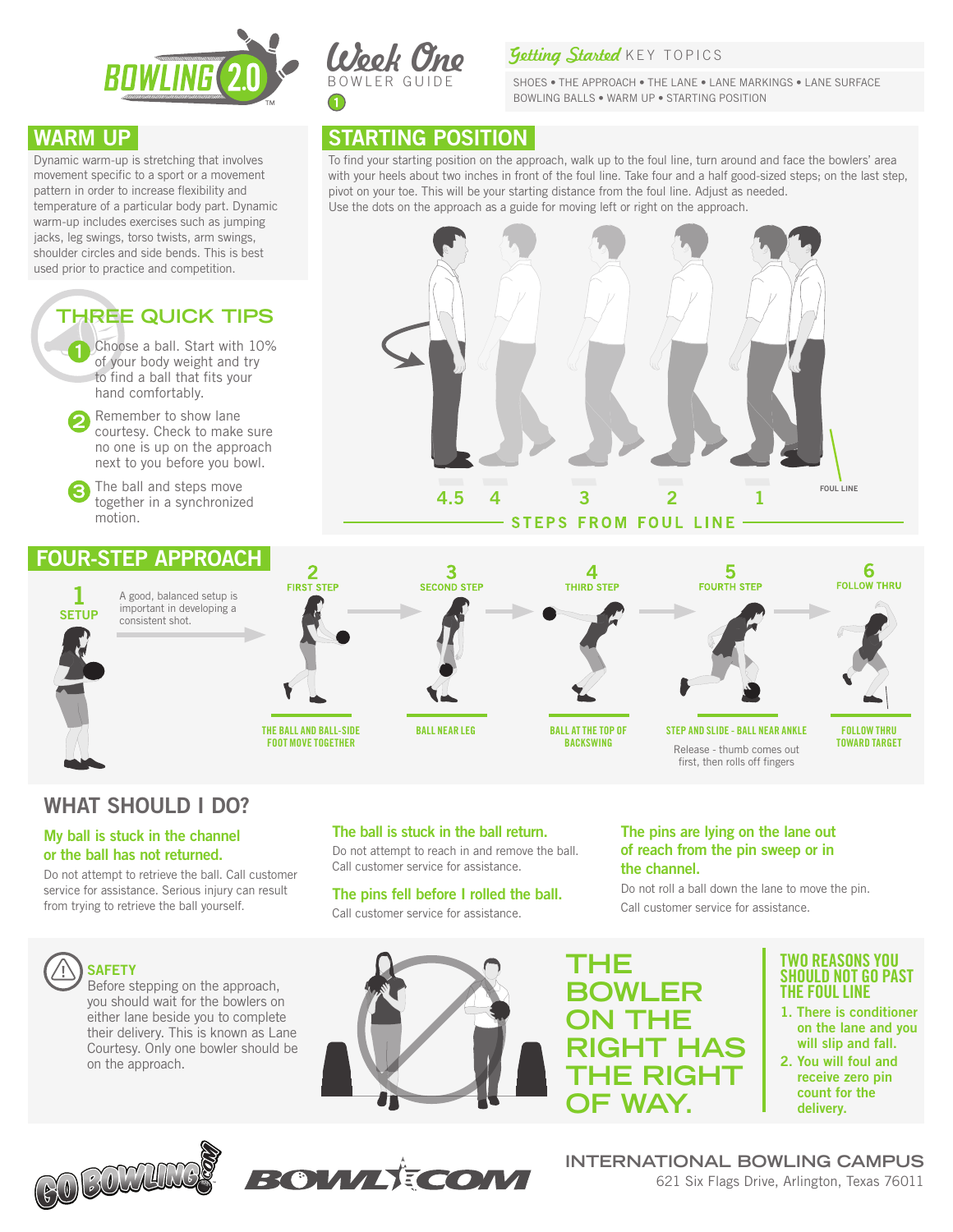BOWLING 2.0

# Week One

BOWLER GUIDE

1

**Getting Started** KEY TOPICS

SHOES • THE APPROACH • THE LANE • LANE MARKINGS • LANE SURFACE
BOWLING BALLS • WARM UP • STARTING POSITION

## WARM UP

Dynamic warm-up is stretching that involves movement specific to a sport or a movement pattern in order to increase flexibility and temperature of a particular body part. Dynamic warm-up includes exercises such as jumping jacks, leg swings, torso twists, arm swings, shoulder circles and side bends. This is best used prior to practice and competition.

## THREE QUICK TIPS

1. Choose a ball. Start with 10% of your body weight and try to find a ball that fits your hand comfortably.
2. Remember to show lane courtesy. Check to make sure no one is up on the approach next to you before you bowl.
3. The ball and steps move together in a synchronized motion.

## STARTING POSITION

To find your starting position on the approach, walk up to the foul line, turn around and face the bowlers' area with your heels about two inches in front of the foul line. Take four and a half good-sized steps; on the last step, pivot on your toe. This will be your starting distance from the foul line. Adjust as needed.
Use the dots on the approach as a guide for moving left or right on the approach.

4.5 4 3 2 1 FOUL LINE

STEPS FROM FOUL LINE

## FOUR-STEP APPROACH

1 SETUP — A good, balanced setup is important in developing a consistent shot.

2 FIRST STEP — THE BALL AND BALL-SIDE FOOT MOVE TOGETHER

3 SECOND STEP — BALL NEAR LEG

4 THIRD STEP — BALL AT THE TOP OF BACKSWING

5 FOURTH STEP — STEP AND SLIDE - BALL NEAR ANKLE
Release - thumb comes out first, then rolls off fingers

6 FOLLOW THRU — FOLLOW THRU TOWARD TARGET

## WHAT SHOULD I DO?

### My ball is stuck in the channel or the ball has not returned.

Do not attempt to retrieve the ball. Call customer service for assistance. Serious injury can result from trying to retrieve the ball yourself.

### The ball is stuck in the ball return.

Do not attempt to reach in and remove the ball. Call customer service for assistance.

### The pins fell before I rolled the ball.

Call customer service for assistance.

### The pins are lying on the lane out of reach from the pin sweep or in the channel.

Do not roll a ball down the lane to move the pin.
Call customer service for assistance.

### SAFETY

Before stepping on the approach, you should wait for the bowlers on either lane beside you to complete their delivery. This is known as Lane Courtesy. Only one bowler should be on the approach.

## THE BOWLER ON THE RIGHT HAS THE RIGHT OF WAY.

### TWO REASONS YOU SHOULD NOT GO PAST THE FOUL LINE

1. There is conditioner on the lane and you will slip and fall.
2. You will foul and receive zero pin count for the delivery.

GO BOWLING.com BOWL.COM

INTERNATIONAL BOWLING CAMPUS
621 Six Flags Drive, Arlington, Texas 76011